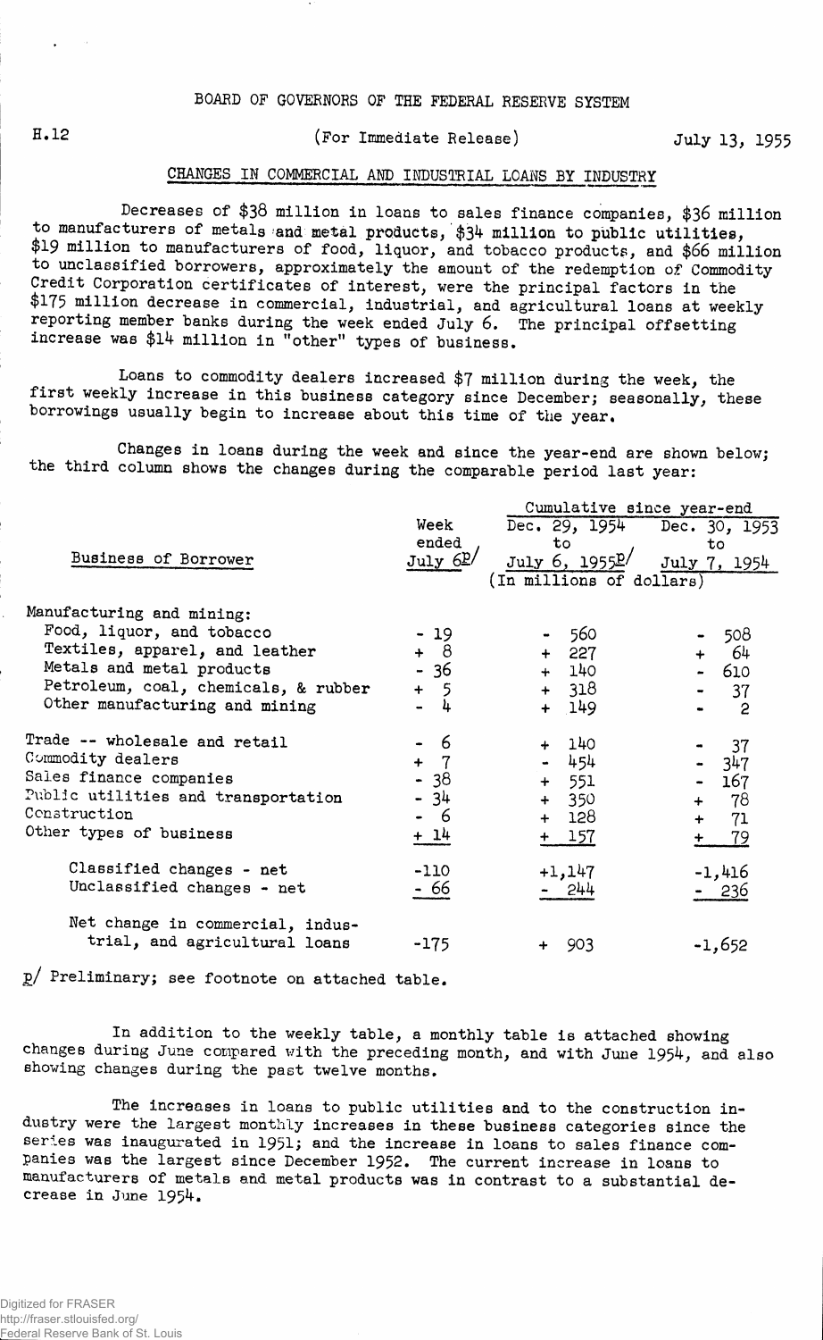BOARD OF GOVERNORS OF THE FEDERAL RESERVE SYSTEM

H.12

(For Immediate Release)

July 13, 1955

## CHANGES IN COMMERCIAL AND INDUSTRIAL LOANS BY INDUSTRY

Decreases of $38 million in loans to sales finance companies, $36 million to manufacturers of metals and metal products, $34 million to public utilities, $19 million to manufacturers of food, liquor, and tobacco products, and $66 million to unclassified borrowers, approximately the amount of the redemption of Commodity Credit Corporation certificates of interest, were the principal factors in the $175 million decrease in commercial, industrial, and agricultural loans at weekly reporting member banks during the week ended July 6. The principal offsetting increase was $14 million in "other" types of business.

Loans to commodity dealers increased $7 million during the week, the first weekly increase in this business category since December; seasonally, these borrowings usually begin to increase about this time of the year.

Changes in loans during the week and since the year-end are shown below; the third column shows the changes during the comparable period last year:

| Business of Borrower | Week ended July 6p/ | Cumulative since year-end: Dec. 29, 1954 to July 6, 1955p/ | Cumulative since year-end: Dec. 30, 1953 to July 7, 1954 |
|---|---|---|---|
| | (In millions of dollars) | | |
| Manufacturing and mining: | | | |
| Food, liquor, and tobacco | - 19 | - 560 | - 508 |
| Textiles, apparel, and leather | + 8 | + 227 | + 64 |
| Metals and metal products | - 36 | + 140 | - 610 |
| Petroleum, coal, chemicals, & rubber | + 5 | + 318 | - 37 |
| Other manufacturing and mining | - 4 | + 149 | - 2 |
| Trade -- wholesale and retail | - 6 | + 140 | - 37 |
| Commodity dealers | + 7 | - 454 | - 347 |
| Sales finance companies | - 38 | + 551 | - 167 |
| Public utilities and transportation | - 34 | + 350 | + 78 |
| Construction | - 6 | + 128 | + 71 |
| Other types of business | + 14 | + 157 | + 79 |
| Classified changes - net | -110 | +1,147 | -1,416 |
| Unclassified changes - net | - 66 | - 244 | - 236 |
| Net change in commercial, industrial, and agricultural loans | -175 | + 903 | -1,652 |

p/ Preliminary; see footnote on attached table.

In addition to the weekly table, a monthly table is attached showing changes during June compared with the preceding month, and with June 1954, and also showing changes during the past twelve months.

The increases in loans to public utilities and to the construction industry were the largest monthly increases in these business categories since the series was inaugurated in 1951; and the increase in loans to sales finance companies was the largest since December 1952. The current increase in loans to manufacturers of metals and metal products was in contrast to a substantial decrease in June 1954.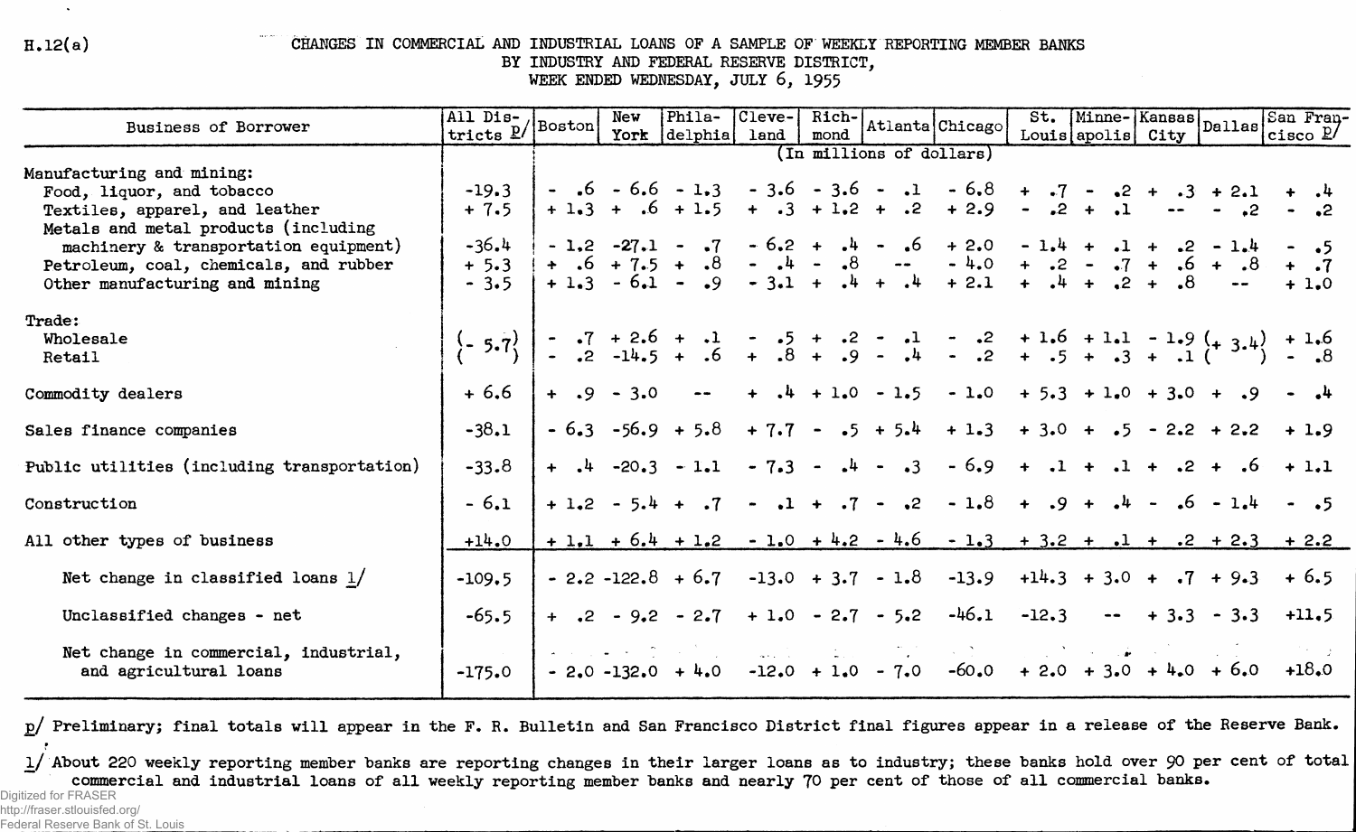H.12(a)

# CHANGES IN COMMERCIAL AND INDUSTRIAL LOANS OF A SAMPLE OF WEEKLY REPORTING MEMBER BANKS BY INDUSTRY AND FEDERAL RESERVE DISTRICT, WEEK ENDED WEDNESDAY, JULY 6, 1955

| Business of Borrower | All Districts p/ | Boston | New York | Philadelphia | Cleveland | Richmond | Atlanta | Chicago | St. Louis | Minneapolis | Kansas City | Dallas | San Francisco p/ |
|---|---|---|---|---|---|---|---|---|---|---|---|---|---|
| | (In millions of dollars) | | | | | | | | | | | | |
| Manufacturing and mining: | | | | | | | | | | | | | |
| Food, liquor, and tobacco | -19.3 | - .6 | - 6.6 | - 1.3 | - 3.6 | - 3.6 | - .1 | - 6.8 | + .7 | - .2 | + .3 | + 2.1 | + .4 |
| Textiles, apparel, and leather | + 7.5 | + 1.3 | + .6 | + 1.5 | + .3 | + 1.2 | + .2 | + 2.9 | - .2 | + .1 | -- | - .2 | - .2 |
| Metals and metal products (including machinery & transportation equipment) | -36.4 | - 1.2 | -27.1 | - .7 | - 6.2 | + .4 | - .6 | + 2.0 | - 1.4 | + .1 | + .2 | - 1.4 | - .5 |
| Petroleum, coal, chemicals, and rubber | + 5.3 | + .6 | + 7.5 | + .8 | - .4 | - .8 | -- | - 4.0 | + .2 | - .7 | + .6 | + .8 | + .7 |
| Other manufacturing and mining | - 3.5 | + 1.3 | - 6.1 | - .9 | - 3.1 | + .4 | + .4 | + 2.1 | + .4 | + .2 | + .8 | -- | + 1.0 |
| Trade: | | | | | | | | | | | | | |
| Wholesale | (- 5.7) | - .7 | + 2.6 | + .1 | - .5 | + .2 | - .1 | - .2 | + 1.6 | + 1.1 | - 1.9 | (+ 3.4) | + 1.6 |
| Retail | | - .2 | -14.5 | + .6 | + .8 | + .9 | - .4 | - .2 | + .5 | + .3 | + .1 | | - .8 |
| Commodity dealers | + 6.6 | + .9 | - 3.0 | -- | + .4 | + 1.0 | - 1.5 | - 1.0 | + 5.3 | + 1.0 | + 3.0 | + .9 | - .4 |
| Sales finance companies | -38.1 | - 6.3 | -56.9 | + 5.8 | + 7.7 | - .5 | + 5.4 | + 1.3 | + 3.0 | + .5 | - 2.2 | + 2.2 | + 1.9 |
| Public utilities (including transportation) | -33.8 | + .4 | -20.3 | - 1.1 | - 7.3 | - .4 | - .3 | - 6.9 | + .1 | + .1 | + .2 | + .6 | + 1.1 |
| Construction | - 6.1 | + 1.2 | - 5.4 | + .7 | - .1 | + .7 | - .2 | - 1.8 | + .9 | + .4 | - .6 | - 1.4 | - .5 |
| All other types of business | +14.0 | + 1.1 | + 6.4 | + 1.2 | - 1.0 | + 4.2 | - 4.6 | - 1.3 | + 3.2 | + .1 | + .2 | + 2.3 | + 2.2 |
| Net change in classified loans 1/ | -109.5 | - 2.2 | -122.8 | + 6.7 | -13.0 | + 3.7 | - 1.8 | -13.9 | +14.3 | + 3.0 | + .7 | + 9.3 | + 6.5 |
| Unclassified changes - net | -65.5 | + .2 | - 9.2 | - 2.7 | + 1.0 | - 2.7 | - 5.2 | -46.1 | -12.3 | -- | + 3.3 | - 3.3 | +11.5 |
| Net change in commercial, industrial, and agricultural loans | -175.0 | - 2.0 | -132.0 | + 4.0 | -12.0 | + 1.0 | - 7.0 | -60.0 | + 2.0 | + 3.0 | + 4.0 | + 6.0 | +18.0 |

p/ Preliminary; final totals will appear in the F. R. Bulletin and San Francisco District final figures appear in a release of the Reserve Bank.

1/ About 220 weekly reporting member banks are reporting changes in their larger loans as to industry; these banks hold over 90 per cent of total commercial and industrial loans of all weekly reporting member banks and nearly 70 per cent of those of all commercial banks.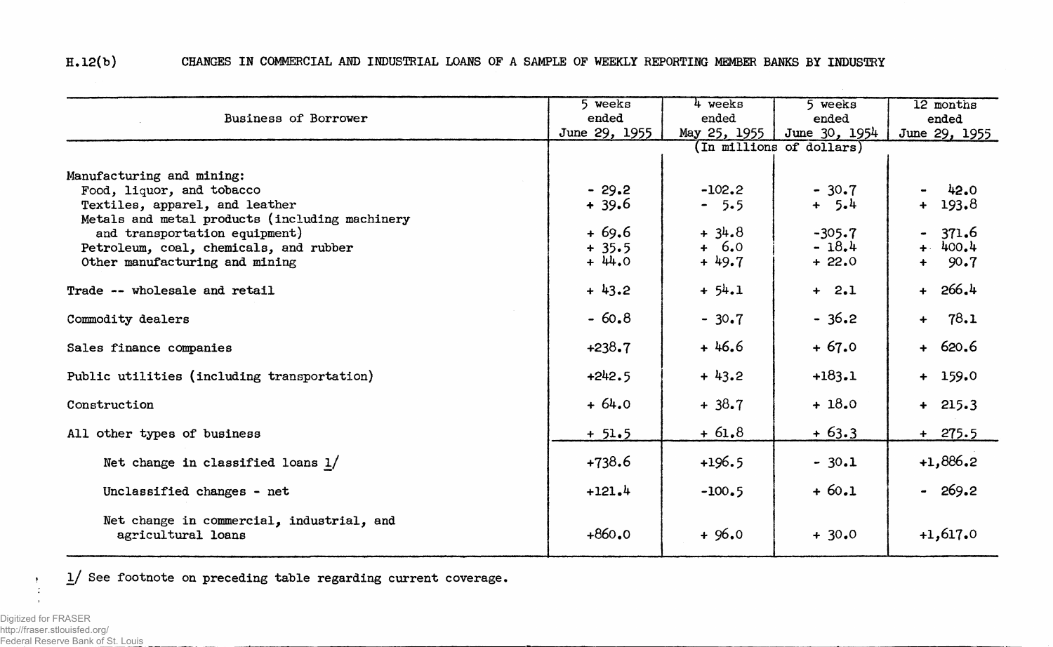H.12(b) CHANGES IN COMMERCIAL AND INDUSTRIAL LOANS OF A SAMPLE OF WEEKLY REPORTING MEMBER BANKS BY INDUSTRY

| Business of Borrower | 5 weeks ended June 29, 1955 | 4 weeks ended May 25, 1955 | 5 weeks ended June 30, 1954 | 12 months ended June 29, 1955 |
|---|---|---|---|---|
| | (In millions of dollars) | | | |
| Manufacturing and mining: | | | | |
| Food, liquor, and tobacco | - 29.2 | -102.2 | - 30.7 | - 42.0 |
| Textiles, apparel, and leather | + 39.6 | - 5.5 | + 5.4 | + 193.8 |
| Metals and metal products (including machinery and transportation equipment) | + 69.6 | + 34.8 | -305.7 | - 371.6 |
| Petroleum, coal, chemicals, and rubber | + 35.5 | + 6.0 | - 18.4 | + 400.4 |
| Other manufacturing and mining | + 44.0 | + 49.7 | + 22.0 | + 90.7 |
| Trade -- wholesale and retail | + 43.2 | + 54.1 | + 2.1 | + 266.4 |
| Commodity dealers | - 60.8 | - 30.7 | - 36.2 | + 78.1 |
| Sales finance companies | +238.7 | + 46.6 | + 67.0 | + 620.6 |
| Public utilities (including transportation) | +242.5 | + 43.2 | +183.1 | + 159.0 |
| Construction | + 64.0 | + 38.7 | + 18.0 | + 215.3 |
| All other types of business | + 51.5 | + 61.8 | + 63.3 | + 275.5 |
| Net change in classified loans 1/ | +738.6 | +196.5 | - 30.1 | +1,886.2 |
| Unclassified changes - net | +121.4 | -100.5 | + 60.1 | - 269.2 |
| Net change in commercial, industrial, and agricultural loans | +860.0 | + 96.0 | + 30.0 | +1,617.0 |

1/ See footnote on preceding table regarding current coverage.